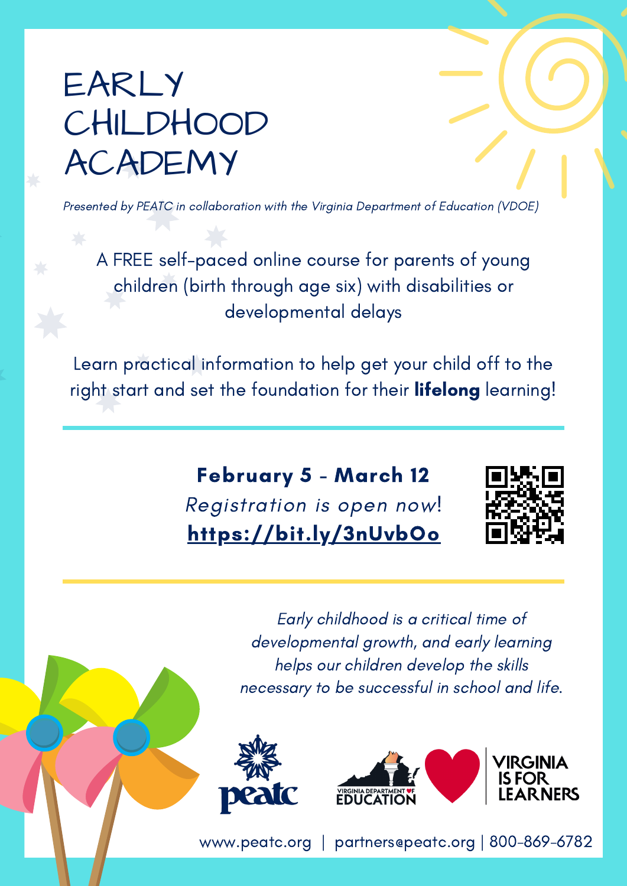# EARLY CHILDHOOD ACADEMY

*Presented by PEATC in collaboration with the Virginia Department of Education (VDOE)*

A FREE self-paced online course for parents of young children (birth through age six) with disabilities or developmental delays

Learn practical information to help get your child off to the right start and set the foundation for their **lifelong** learning!

**February 5 - March 12**

*Registration is open now!*

**https://bit.ly/3nUvbOo**

*Early childhood is a critical time of developmental growth, and early learning helps our children develop the skills necessary to be successful in school and life.*

peatc

VIRGINIA DEPARTMENT OF EDUCATION

VIRGINIA IS FOR LEARNERS

www.peatc.org | partners@peatc.org | 800-869-6782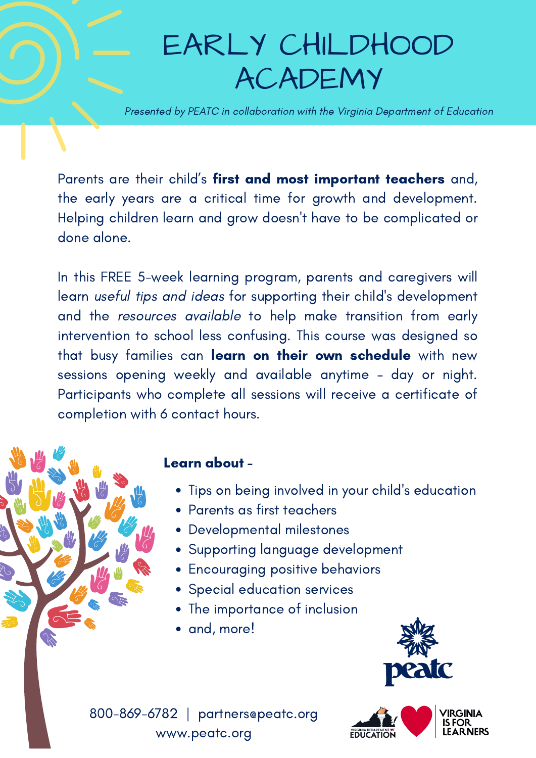# EARLY CHILDHOOD ACADEMY

*Presented by PEATC in collaboration with the Virginia Department of Education*

Parents are their child's **first and most important teachers** and, the early years are a critical time for growth and development. Helping children learn and grow doesn't have to be complicated or done alone.

In this FREE 5-week learning program, parents and caregivers will learn *useful tips and ideas* for supporting their child's development and the *resources available* to help make transition from early intervention to school less confusing. This course was designed so that busy families can **learn on their own schedule** with new sessions opening weekly and available anytime - day or night. Participants who complete all sessions will receive a certificate of completion with 6 contact hours.

**Learn about -**

- Tips on being involved in your child's education
- Parents as first teachers
- Developmental milestones
- Supporting language development
- Encouraging positive behaviors
- Special education services
- The importance of inclusion
- and, more!

peatc

800-869-6782 | partners@peatc.org
www.peatc.org

VIRGINIA DEPARTMENT OF EDUCATION

VIRGINIA IS FOR LEARNERS